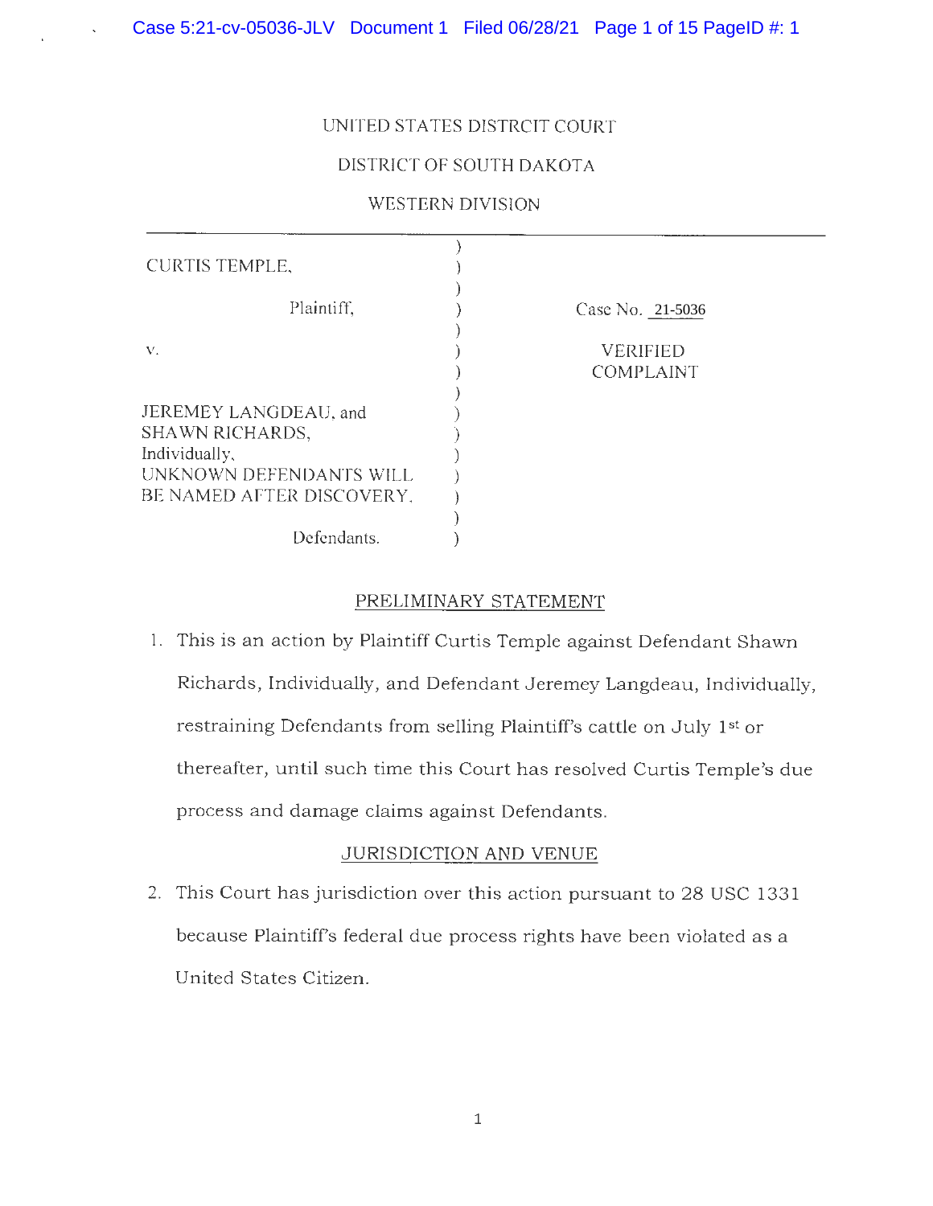UNITED STATES DISTRCIT COURT

DISTRICT OF SOUTH DAKOTA

WESTERN DIVISION

| | |
|---|---|
| CURTIS TEMPLE,<br><br>Plaintiff,<br><br>v.<br><br>JEREMEY LANGDEAU, and SHAWN RICHARDS, Individually, UNKNOWN DEFENDANTS WILL BE NAMED AFTER DISCOVERY,<br><br>Defendants. | Case No. 21-5036<br><br>VERIFIED COMPLAINT |

## PRELIMINARY STATEMENT

1. This is an action by Plaintiff Curtis Temple against Defendant Shawn Richards, Individually, and Defendant Jeremey Langdeau, Individually, restraining Defendants from selling Plaintiff's cattle on July 1st or thereafter, until such time this Court has resolved Curtis Temple's due process and damage claims against Defendants.

## JURISDICTION AND VENUE

2. This Court has jurisdiction over this action pursuant to 28 USC 1331 because Plaintiff's federal due process rights have been violated as a United States Citizen.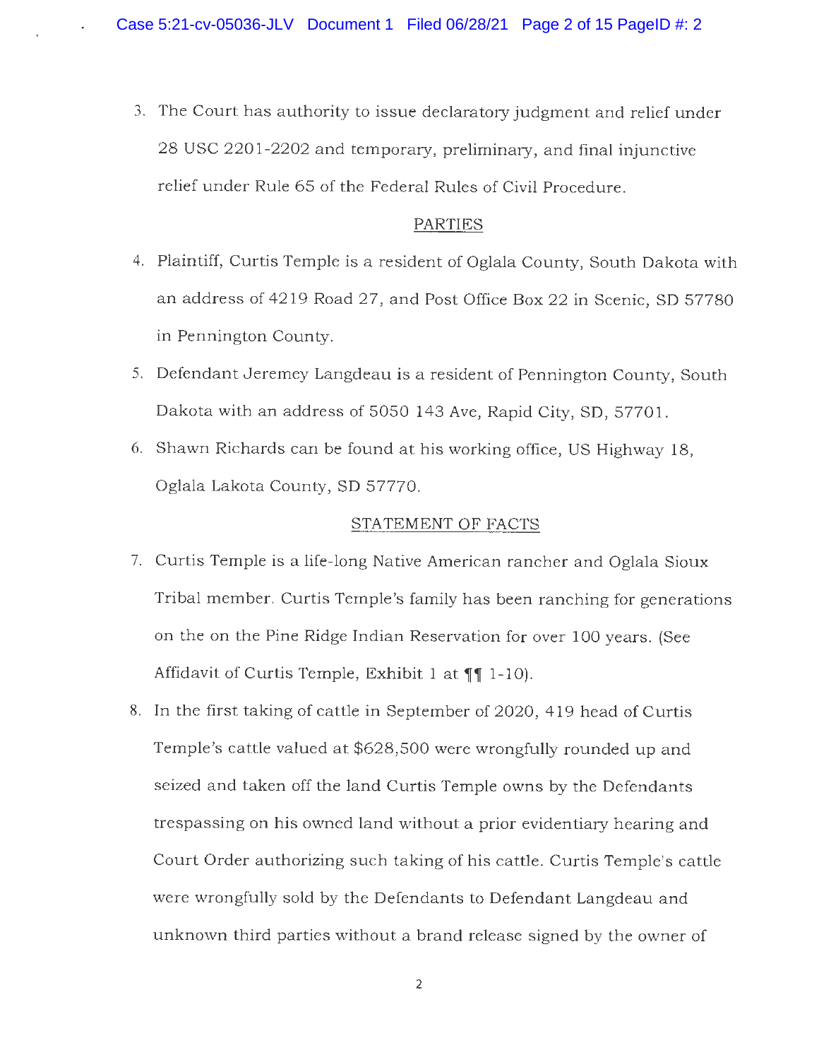3. The Court has authority to issue declaratory judgment and relief under 28 USC 2201-2202 and temporary, preliminary, and final injunctive relief under Rule 65 of the Federal Rules of Civil Procedure.

## PARTIES

4. Plaintiff, Curtis Temple is a resident of Oglala County, South Dakota with an address of 4219 Road 27, and Post Office Box 22 in Scenic, SD 57780 in Pennington County.

5. Defendant Jeremey Langdeau is a resident of Pennington County, South Dakota with an address of 5050 143 Ave, Rapid City, SD, 57701.

6. Shawn Richards can be found at his working office, US Highway 18, Oglala Lakota County, SD 57770.

## STATEMENT OF FACTS

7. Curtis Temple is a life-long Native American rancher and Oglala Sioux Tribal member. Curtis Temple's family has been ranching for generations on the on the Pine Ridge Indian Reservation for over 100 years. (See Affidavit of Curtis Temple, Exhibit 1 at ¶¶ 1-10).

8. In the first taking of cattle in September of 2020, 419 head of Curtis Temple's cattle valued at $628,500 were wrongfully rounded up and seized and taken off the land Curtis Temple owns by the Defendants trespassing on his owned land without a prior evidentiary hearing and Court Order authorizing such taking of his cattle. Curtis Temple's cattle were wrongfully sold by the Defendants to Defendant Langdeau and unknown third parties without a brand release signed by the owner of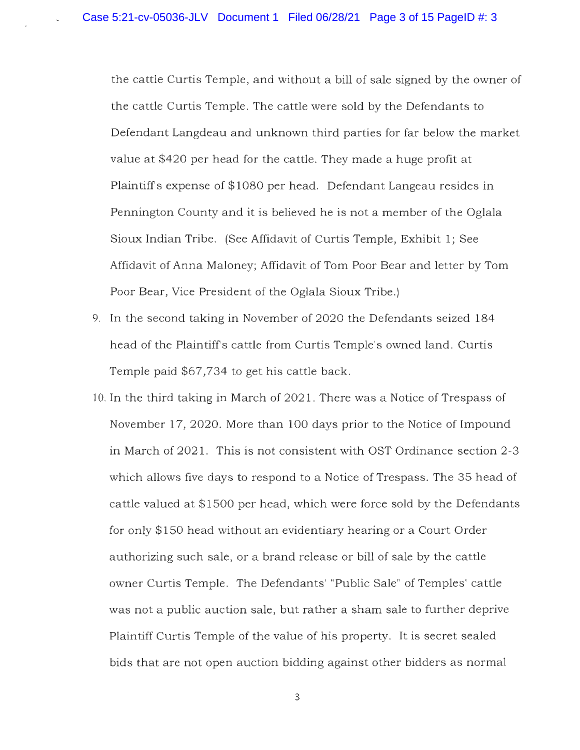the cattle Curtis Temple, and without a bill of sale signed by the owner of the cattle Curtis Temple. The cattle were sold by the Defendants to Defendant Langdeau and unknown third parties for far below the market value at $420 per head for the cattle. They made a huge profit at Plaintiff's expense of $1080 per head. Defendant Langeau resides in Pennington County and it is believed he is not a member of the Oglala Sioux Indian Tribe. (See Affidavit of Curtis Temple, Exhibit 1; See Affidavit of Anna Maloney; Affidavit of Tom Poor Bear and letter by Tom Poor Bear, Vice President of the Oglala Sioux Tribe.)

9. In the second taking in November of 2020 the Defendants seized 184 head of the Plaintiff's cattle from Curtis Temple's owned land. Curtis Temple paid $67,734 to get his cattle back.

10. In the third taking in March of 2021. There was a Notice of Trespass of November 17, 2020. More than 100 days prior to the Notice of Impound in March of 2021. This is not consistent with OST Ordinance section 2-3 which allows five days to respond to a Notice of Trespass. The 35 head of cattle valued at $1500 per head, which were force sold by the Defendants for only $150 head without an evidentiary hearing or a Court Order authorizing such sale, or a brand release or bill of sale by the cattle owner Curtis Temple. The Defendants' "Public Sale" of Temples' cattle was not a public auction sale, but rather a sham sale to further deprive Plaintiff Curtis Temple of the value of his property. It is secret sealed bids that are not open auction bidding against other bidders as normal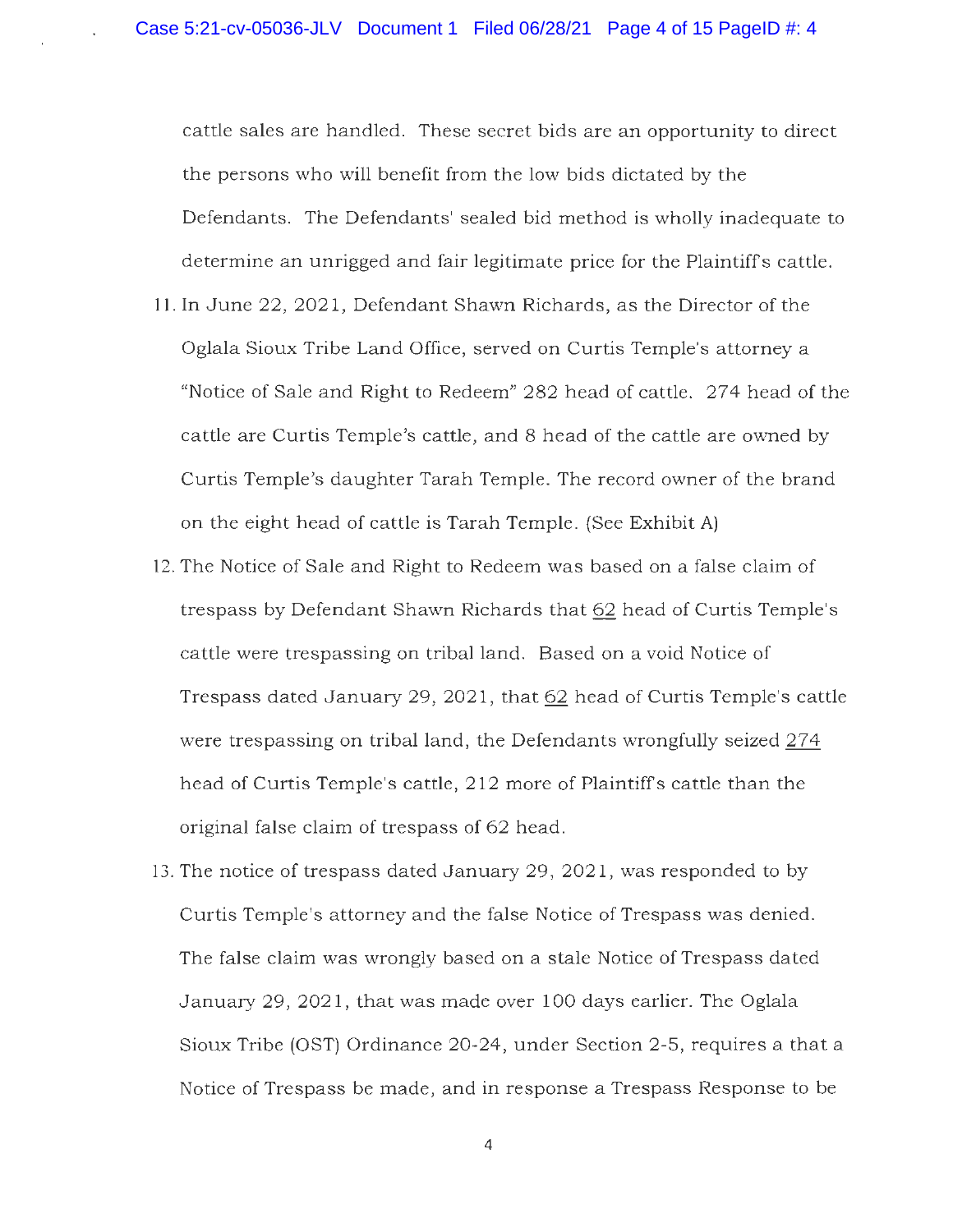cattle sales are handled. These secret bids are an opportunity to direct the persons who will benefit from the low bids dictated by the Defendants. The Defendants' sealed bid method is wholly inadequate to determine an unrigged and fair legitimate price for the Plaintiff's cattle.

11. In June 22, 2021, Defendant Shawn Richards, as the Director of the Oglala Sioux Tribe Land Office, served on Curtis Temple's attorney a "Notice of Sale and Right to Redeem" 282 head of cattle. 274 head of the cattle are Curtis Temple's cattle, and 8 head of the cattle are owned by Curtis Temple's daughter Tarah Temple. The record owner of the brand on the eight head of cattle is Tarah Temple. (See Exhibit A)
12. The Notice of Sale and Right to Redeem was based on a false claim of trespass by Defendant Shawn Richards that 62 head of Curtis Temple's cattle were trespassing on tribal land. Based on a void Notice of Trespass dated January 29, 2021, that 62 head of Curtis Temple's cattle were trespassing on tribal land, the Defendants wrongfully seized 274 head of Curtis Temple's cattle, 212 more of Plaintiff's cattle than the original false claim of trespass of 62 head.
13. The notice of trespass dated January 29, 2021, was responded to by Curtis Temple's attorney and the false Notice of Trespass was denied. The false claim was wrongly based on a stale Notice of Trespass dated January 29, 2021, that was made over 100 days earlier. The Oglala Sioux Tribe (OST) Ordinance 20-24, under Section 2-5, requires a that a Notice of Trespass be made, and in response a Trespass Response to be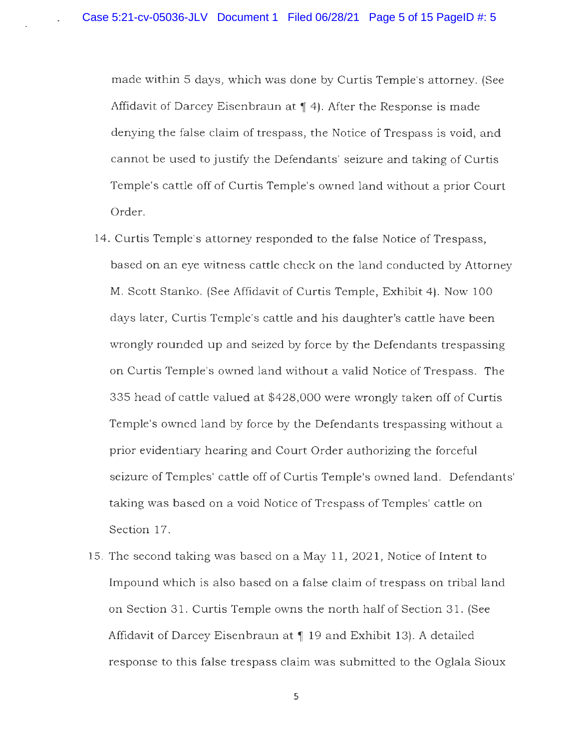made within 5 days, which was done by Curtis Temple's attorney. (See Affidavit of Darcey Eisenbraun at ¶ 4). After the Response is made denying the false claim of trespass, the Notice of Trespass is void, and cannot be used to justify the Defendants' seizure and taking of Curtis Temple's cattle off of Curtis Temple's owned land without a prior Court Order.

14. Curtis Temple's attorney responded to the false Notice of Trespass, based on an eye witness cattle check on the land conducted by Attorney M. Scott Stanko. (See Affidavit of Curtis Temple, Exhibit 4). Now 100 days later, Curtis Temple's cattle and his daughter's cattle have been wrongly rounded up and seized by force by the Defendants trespassing on Curtis Temple's owned land without a valid Notice of Trespass. The 335 head of cattle valued at $428,000 were wrongly taken off of Curtis Temple's owned land by force by the Defendants trespassing without a prior evidentiary hearing and Court Order authorizing the forceful seizure of Temples' cattle off of Curtis Temple's owned land. Defendants' taking was based on a void Notice of Trespass of Temples' cattle on Section 17.

15. The second taking was based on a May 11, 2021, Notice of Intent to Impound which is also based on a false claim of trespass on tribal land on Section 31. Curtis Temple owns the north half of Section 31. (See Affidavit of Darcey Eisenbraun at ¶ 19 and Exhibit 13). A detailed response to this false trespass claim was submitted to the Oglala Sioux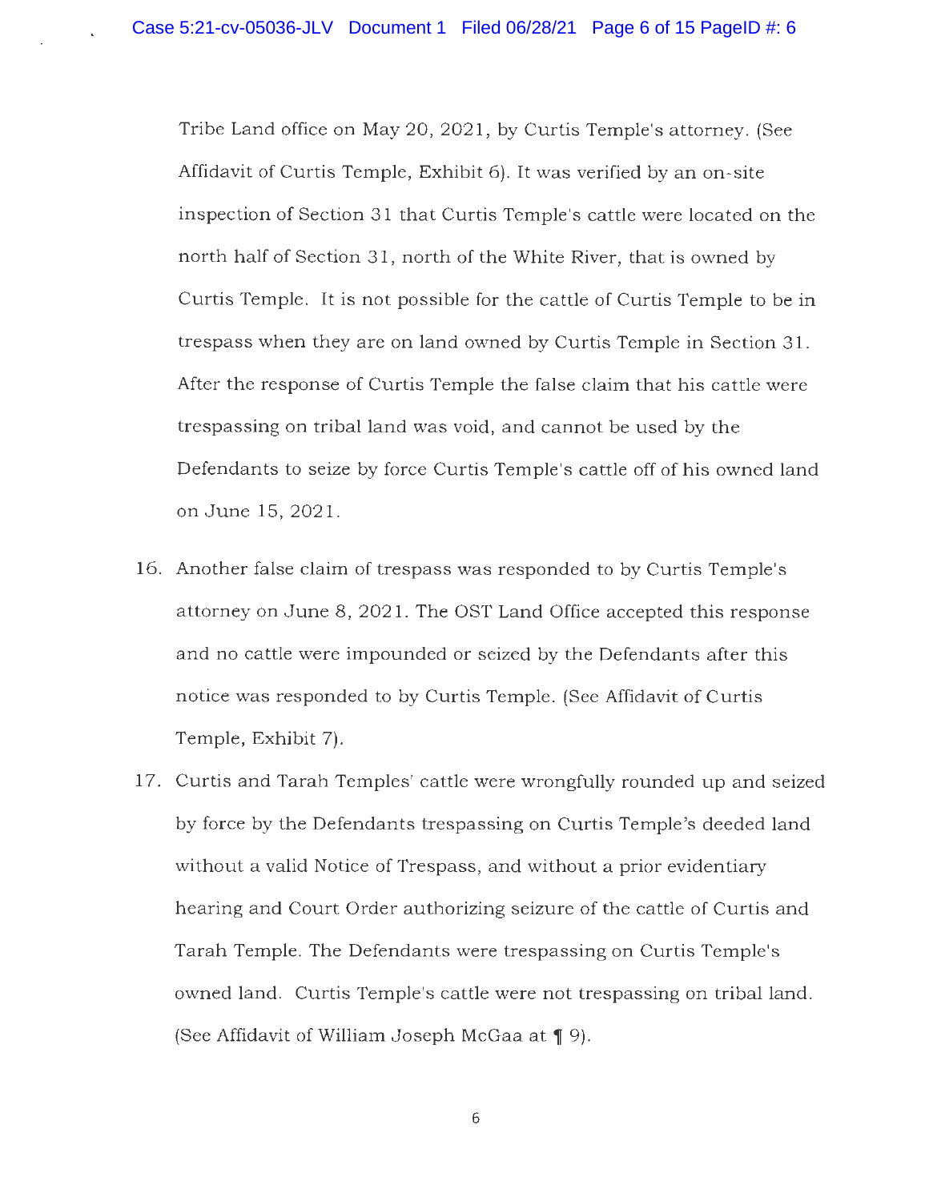Tribe Land office on May 20, 2021, by Curtis Temple's attorney. (See Affidavit of Curtis Temple, Exhibit 6). It was verified by an on-site inspection of Section 31 that Curtis Temple's cattle were located on the north half of Section 31, north of the White River, that is owned by Curtis Temple. It is not possible for the cattle of Curtis Temple to be in trespass when they are on land owned by Curtis Temple in Section 31. After the response of Curtis Temple the false claim that his cattle were trespassing on tribal land was void, and cannot be used by the Defendants to seize by force Curtis Temple's cattle off of his owned land on June 15, 2021.

16. Another false claim of trespass was responded to by Curtis Temple's attorney on June 8, 2021. The OST Land Office accepted this response and no cattle were impounded or seized by the Defendants after this notice was responded to by Curtis Temple. (See Affidavit of Curtis Temple, Exhibit 7).

17. Curtis and Tarah Temples' cattle were wrongfully rounded up and seized by force by the Defendants trespassing on Curtis Temple's deeded land without a valid Notice of Trespass, and without a prior evidentiary hearing and Court Order authorizing seizure of the cattle of Curtis and Tarah Temple. The Defendants were trespassing on Curtis Temple's owned land. Curtis Temple's cattle were not trespassing on tribal land. (See Affidavit of William Joseph McGaa at ¶ 9).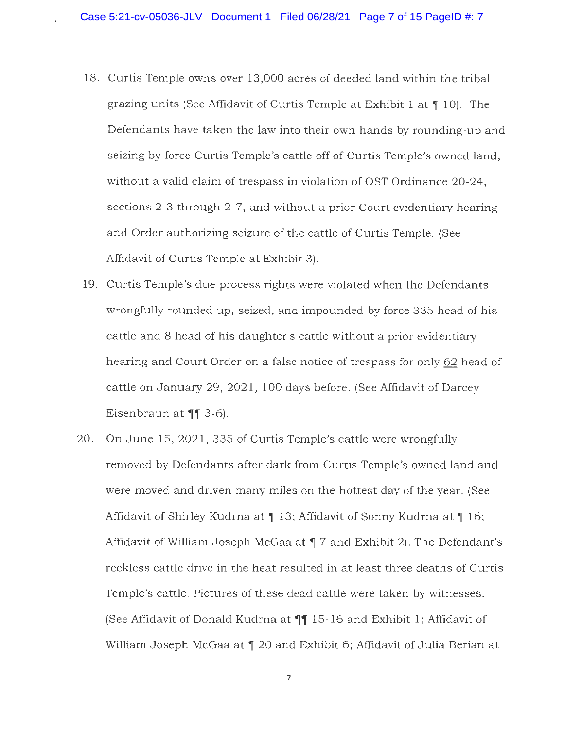18. Curtis Temple owns over 13,000 acres of deeded land within the tribal grazing units (See Affidavit of Curtis Temple at Exhibit 1 at ¶ 10). The Defendants have taken the law into their own hands by rounding-up and seizing by force Curtis Temple's cattle off of Curtis Temple's owned land, without a valid claim of trespass in violation of OST Ordinance 20-24, sections 2-3 through 2-7, and without a prior Court evidentiary hearing and Order authorizing seizure of the cattle of Curtis Temple. (See Affidavit of Curtis Temple at Exhibit 3).

19. Curtis Temple's due process rights were violated when the Defendants wrongfully rounded up, seized, and impounded by force 335 head of his cattle and 8 head of his daughter's cattle without a prior evidentiary hearing and Court Order on a false notice of trespass for only <u>62</u> head of cattle on January 29, 2021, 100 days before. (See Affidavit of Darcey Eisenbraun at ¶¶ 3-6).

20. On June 15, 2021, 335 of Curtis Temple's cattle were wrongfully removed by Defendants after dark from Curtis Temple's owned land and were moved and driven many miles on the hottest day of the year. (See Affidavit of Shirley Kudrna at ¶ 13; Affidavit of Sonny Kudrna at ¶ 16; Affidavit of William Joseph McGaa at ¶ 7 and Exhibit 2). The Defendant's reckless cattle drive in the heat resulted in at least three deaths of Curtis Temple's cattle. Pictures of these dead cattle were taken by witnesses. (See Affidavit of Donald Kudrna at ¶¶ 15-16 and Exhibit 1; Affidavit of William Joseph McGaa at ¶ 20 and Exhibit 6; Affidavit of Julia Berian at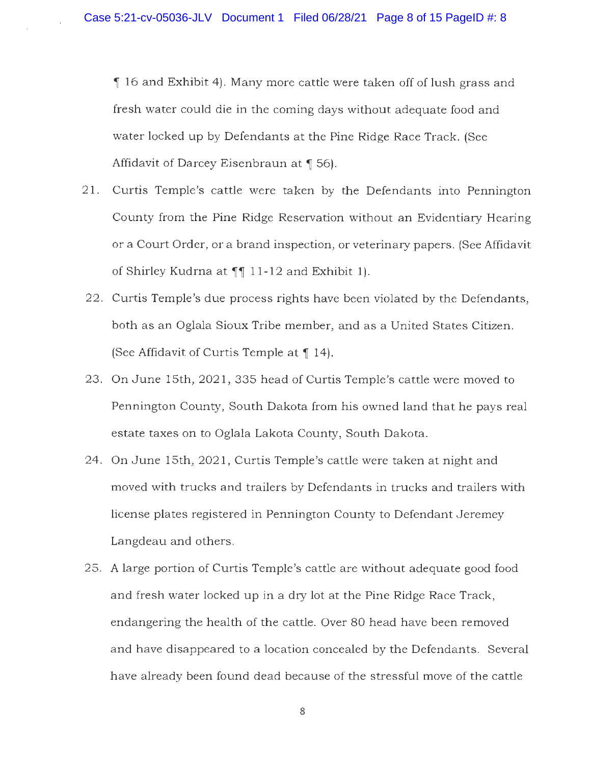¶ 16 and Exhibit 4). Many more cattle were taken off of lush grass and fresh water could die in the coming days without adequate food and water locked up by Defendants at the Pine Ridge Race Track. (See Affidavit of Darcey Eisenbraun at ¶ 56).

21. Curtis Temple's cattle were taken by the Defendants into Pennington County from the Pine Ridge Reservation without an Evidentiary Hearing or a Court Order, or a brand inspection, or veterinary papers. (See Affidavit of Shirley Kudrna at ¶¶ 11-12 and Exhibit 1).

22. Curtis Temple's due process rights have been violated by the Defendants, both as an Oglala Sioux Tribe member, and as a United States Citizen. (See Affidavit of Curtis Temple at ¶ 14).

23. On June 15th, 2021, 335 head of Curtis Temple's cattle were moved to Pennington County, South Dakota from his owned land that he pays real estate taxes on to Oglala Lakota County, South Dakota.

24. On June 15th, 2021, Curtis Temple's cattle were taken at night and moved with trucks and trailers by Defendants in trucks and trailers with license plates registered in Pennington County to Defendant Jeremey Langdeau and others.

25. A large portion of Curtis Temple's cattle are without adequate good food and fresh water locked up in a dry lot at the Pine Ridge Race Track, endangering the health of the cattle. Over 80 head have been removed and have disappeared to a location concealed by the Defendants. Several have already been found dead because of the stressful move of the cattle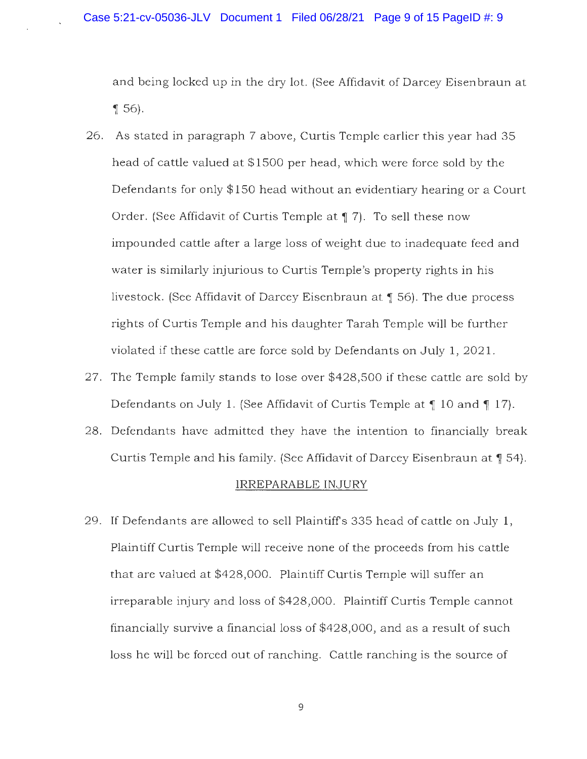and being locked up in the dry lot. (See Affidavit of Darcey Eisenbraun at ¶ 56).

26. As stated in paragraph 7 above, Curtis Temple earlier this year had 35 head of cattle valued at $1500 per head, which were force sold by the Defendants for only $150 head without an evidentiary hearing or a Court Order. (See Affidavit of Curtis Temple at ¶ 7). To sell these now impounded cattle after a large loss of weight due to inadequate feed and water is similarly injurious to Curtis Temple's property rights in his livestock. (See Affidavit of Darcey Eisenbraun at ¶ 56). The due process rights of Curtis Temple and his daughter Tarah Temple will be further violated if these cattle are force sold by Defendants on July 1, 2021.

27. The Temple family stands to lose over $428,500 if these cattle are sold by Defendants on July 1. (See Affidavit of Curtis Temple at ¶ 10 and ¶ 17).

28. Defendants have admitted they have the intention to financially break Curtis Temple and his family. (See Affidavit of Darcey Eisenbraun at ¶ 54).

## IRREPARABLE INJURY

29. If Defendants are allowed to sell Plaintiff's 335 head of cattle on July 1, Plaintiff Curtis Temple will receive none of the proceeds from his cattle that are valued at $428,000. Plaintiff Curtis Temple will suffer an irreparable injury and loss of $428,000. Plaintiff Curtis Temple cannot financially survive a financial loss of $428,000, and as a result of such loss he will be forced out of ranching. Cattle ranching is the source of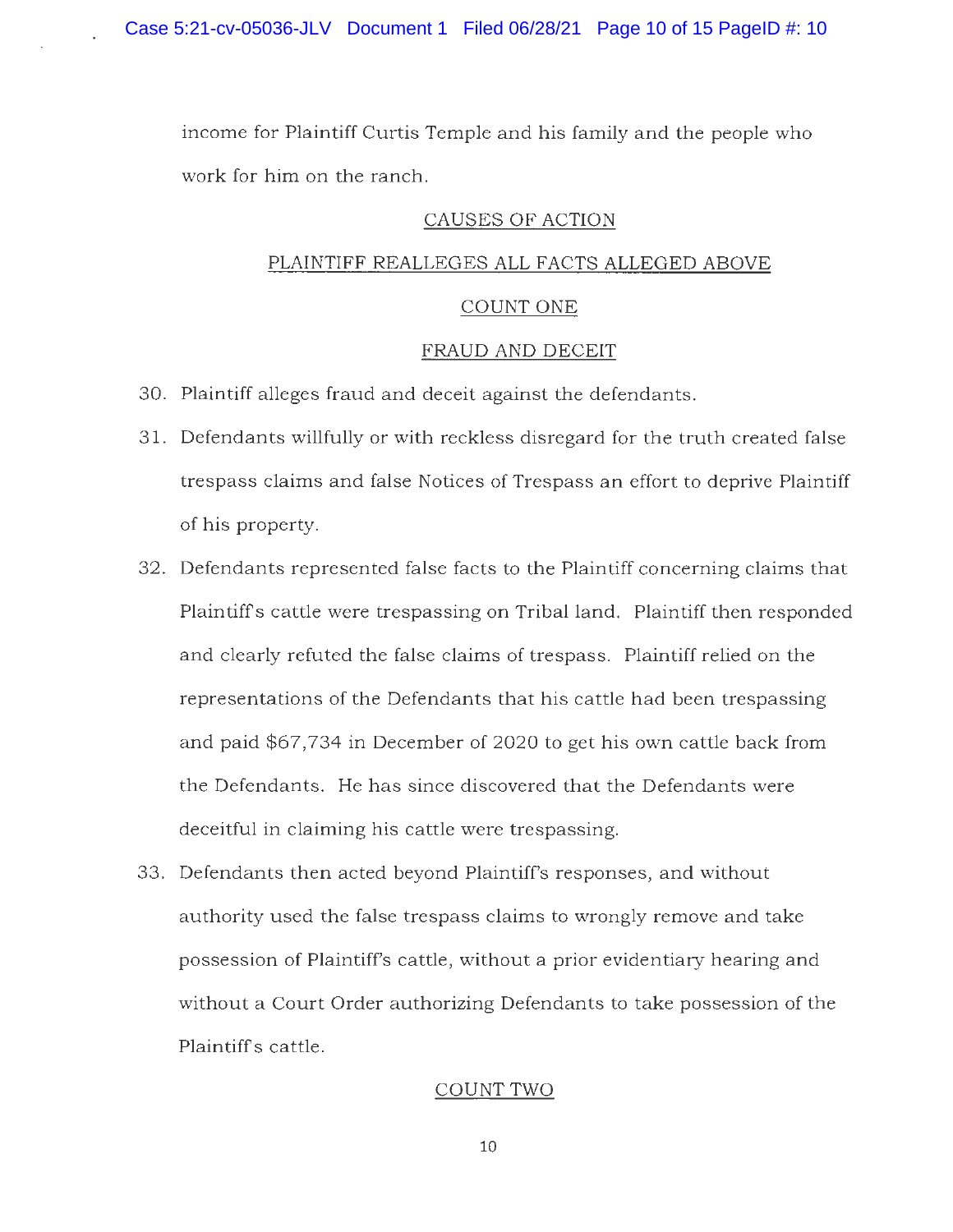income for Plaintiff Curtis Temple and his family and the people who work for him on the ranch.

## CAUSES OF ACTION

## PLAINTIFF REALLEGES ALL FACTS ALLEGED ABOVE

## COUNT ONE

## FRAUD AND DECEIT

30. Plaintiff alleges fraud and deceit against the defendants.
31. Defendants willfully or with reckless disregard for the truth created false trespass claims and false Notices of Trespass an effort to deprive Plaintiff of his property.
32. Defendants represented false facts to the Plaintiff concerning claims that Plaintiff's cattle were trespassing on Tribal land. Plaintiff then responded and clearly refuted the false claims of trespass. Plaintiff relied on the representations of the Defendants that his cattle had been trespassing and paid $67,734 in December of 2020 to get his own cattle back from the Defendants. He has since discovered that the Defendants were deceitful in claiming his cattle were trespassing.
33. Defendants then acted beyond Plaintiff's responses, and without authority used the false trespass claims to wrongly remove and take possession of Plaintiff's cattle, without a prior evidentiary hearing and without a Court Order authorizing Defendants to take possession of the Plaintiff's cattle.

## COUNT TWO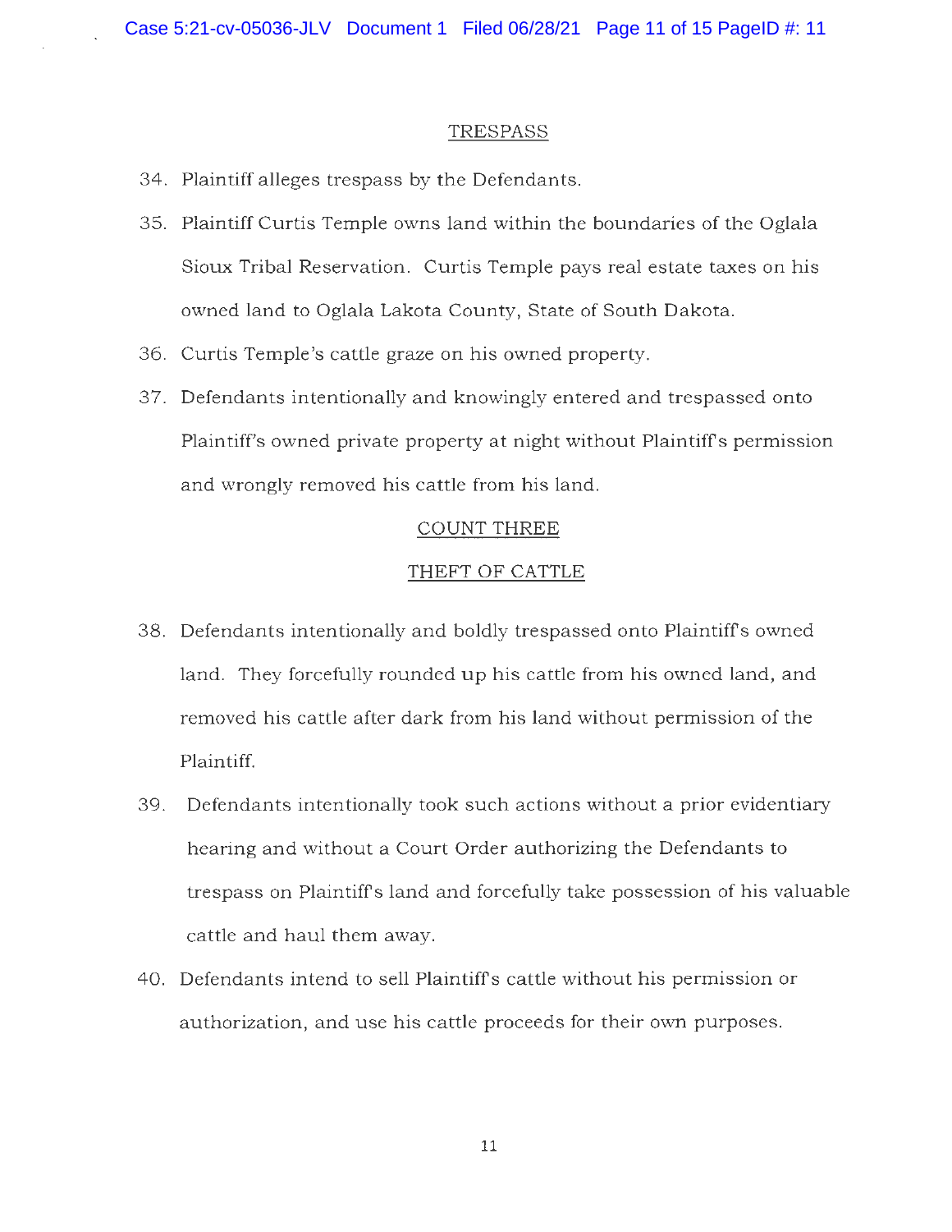## TRESPASS

34. Plaintiff alleges trespass by the Defendants.

35. Plaintiff Curtis Temple owns land within the boundaries of the Oglala Sioux Tribal Reservation. Curtis Temple pays real estate taxes on his owned land to Oglala Lakota County, State of South Dakota.

36. Curtis Temple's cattle graze on his owned property.

37. Defendants intentionally and knowingly entered and trespassed onto Plaintiff's owned private property at night without Plaintiff's permission and wrongly removed his cattle from his land.

## COUNT THREE

## THEFT OF CATTLE

38. Defendants intentionally and boldly trespassed onto Plaintiff's owned land. They forcefully rounded up his cattle from his owned land, and removed his cattle after dark from his land without permission of the Plaintiff.

39. Defendants intentionally took such actions without a prior evidentiary hearing and without a Court Order authorizing the Defendants to trespass on Plaintiff's land and forcefully take possession of his valuable cattle and haul them away.

40. Defendants intend to sell Plaintiff's cattle without his permission or authorization, and use his cattle proceeds for their own purposes.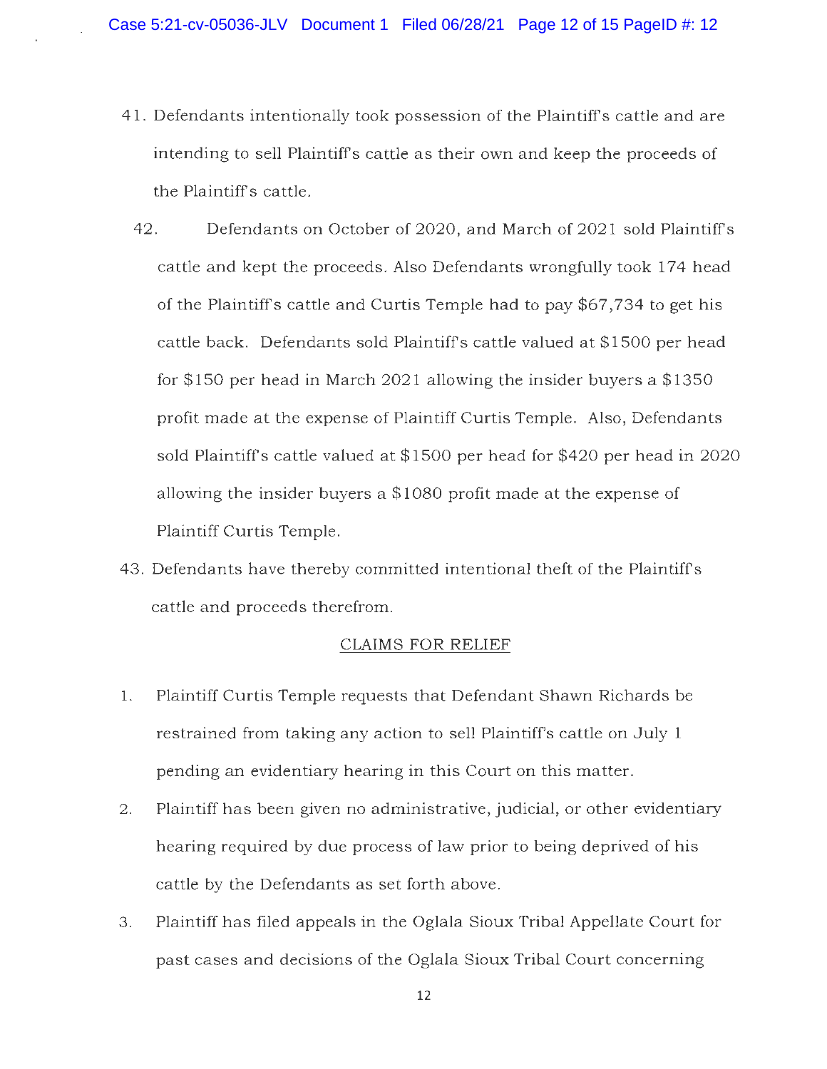41. Defendants intentionally took possession of the Plaintiff's cattle and are intending to sell Plaintiff's cattle as their own and keep the proceeds of the Plaintiff's cattle.

42. Defendants on October of 2020, and March of 2021 sold Plaintiff's cattle and kept the proceeds. Also Defendants wrongfully took 174 head of the Plaintiff's cattle and Curtis Temple had to pay $67,734 to get his cattle back. Defendants sold Plaintiff's cattle valued at $1500 per head for $150 per head in March 2021 allowing the insider buyers a $1350 profit made at the expense of Plaintiff Curtis Temple. Also, Defendants sold Plaintiff's cattle valued at $1500 per head for $420 per head in 2020 allowing the insider buyers a $1080 profit made at the expense of Plaintiff Curtis Temple.

43. Defendants have thereby committed intentional theft of the Plaintiff's cattle and proceeds therefrom.

## CLAIMS FOR RELIEF

1. Plaintiff Curtis Temple requests that Defendant Shawn Richards be restrained from taking any action to sell Plaintiff's cattle on July 1 pending an evidentiary hearing in this Court on this matter.

2. Plaintiff has been given no administrative, judicial, or other evidentiary hearing required by due process of law prior to being deprived of his cattle by the Defendants as set forth above.

3. Plaintiff has filed appeals in the Oglala Sioux Tribal Appellate Court for past cases and decisions of the Oglala Sioux Tribal Court concerning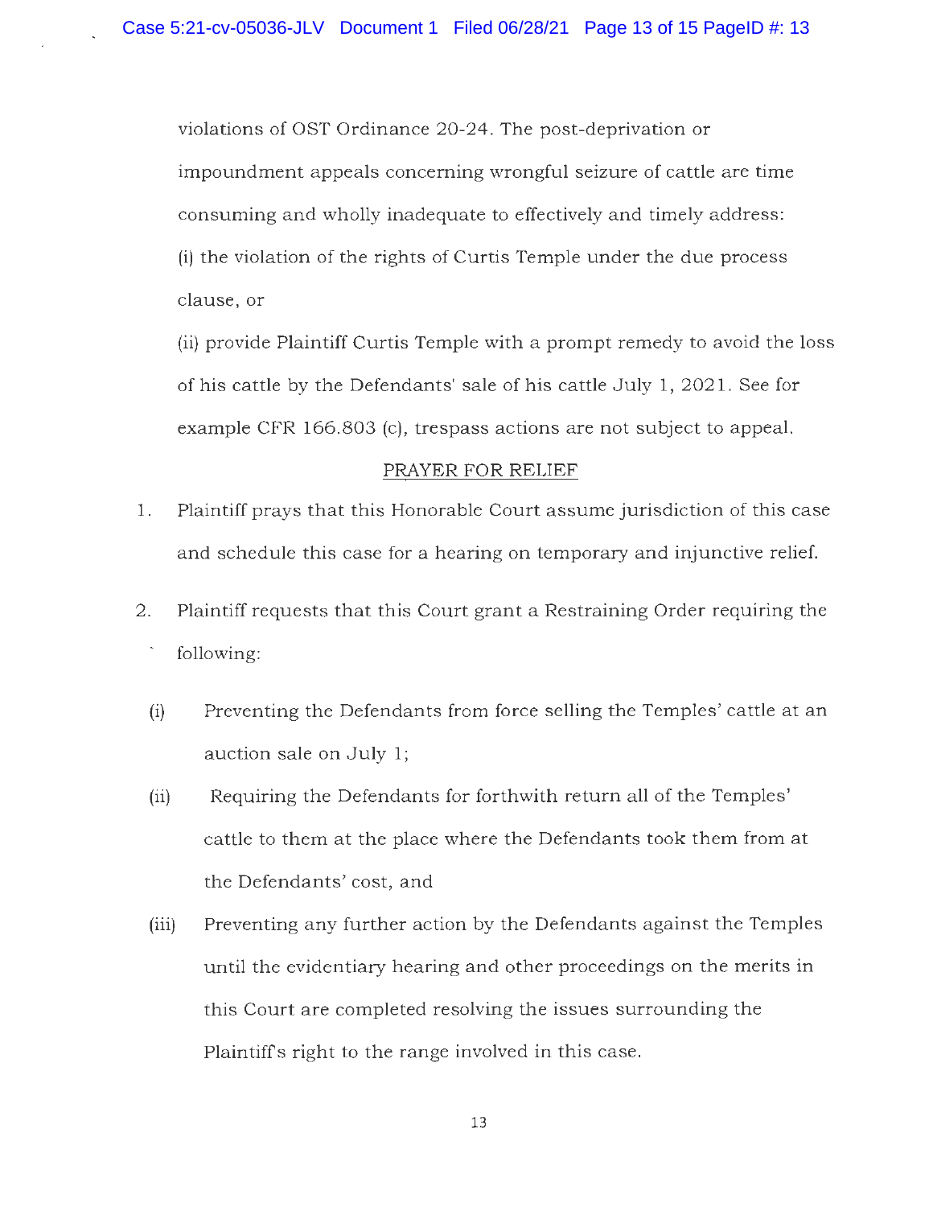violations of OST Ordinance 20-24. The post-deprivation or impoundment appeals concerning wrongful seizure of cattle are time consuming and wholly inadequate to effectively and timely address:

(i) the violation of the rights of Curtis Temple under the due process clause, or

(ii) provide Plaintiff Curtis Temple with a prompt remedy to avoid the loss of his cattle by the Defendants' sale of his cattle July 1, 2021. See for example CFR 166.803 (c), trespass actions are not subject to appeal.

PRAYER FOR RELIEF

1. Plaintiff prays that this Honorable Court assume jurisdiction of this case and schedule this case for a hearing on temporary and injunctive relief.

2. Plaintiff requests that this Court grant a Restraining Order requiring the following:

   (i) Preventing the Defendants from force selling the Temples' cattle at an auction sale on July 1;

   (ii) Requiring the Defendants for forthwith return all of the Temples' cattle to them at the place where the Defendants took them from at the Defendants' cost, and

   (iii) Preventing any further action by the Defendants against the Temples until the evidentiary hearing and other proceedings on the merits in this Court are completed resolving the issues surrounding the Plaintiffs right to the range involved in this case.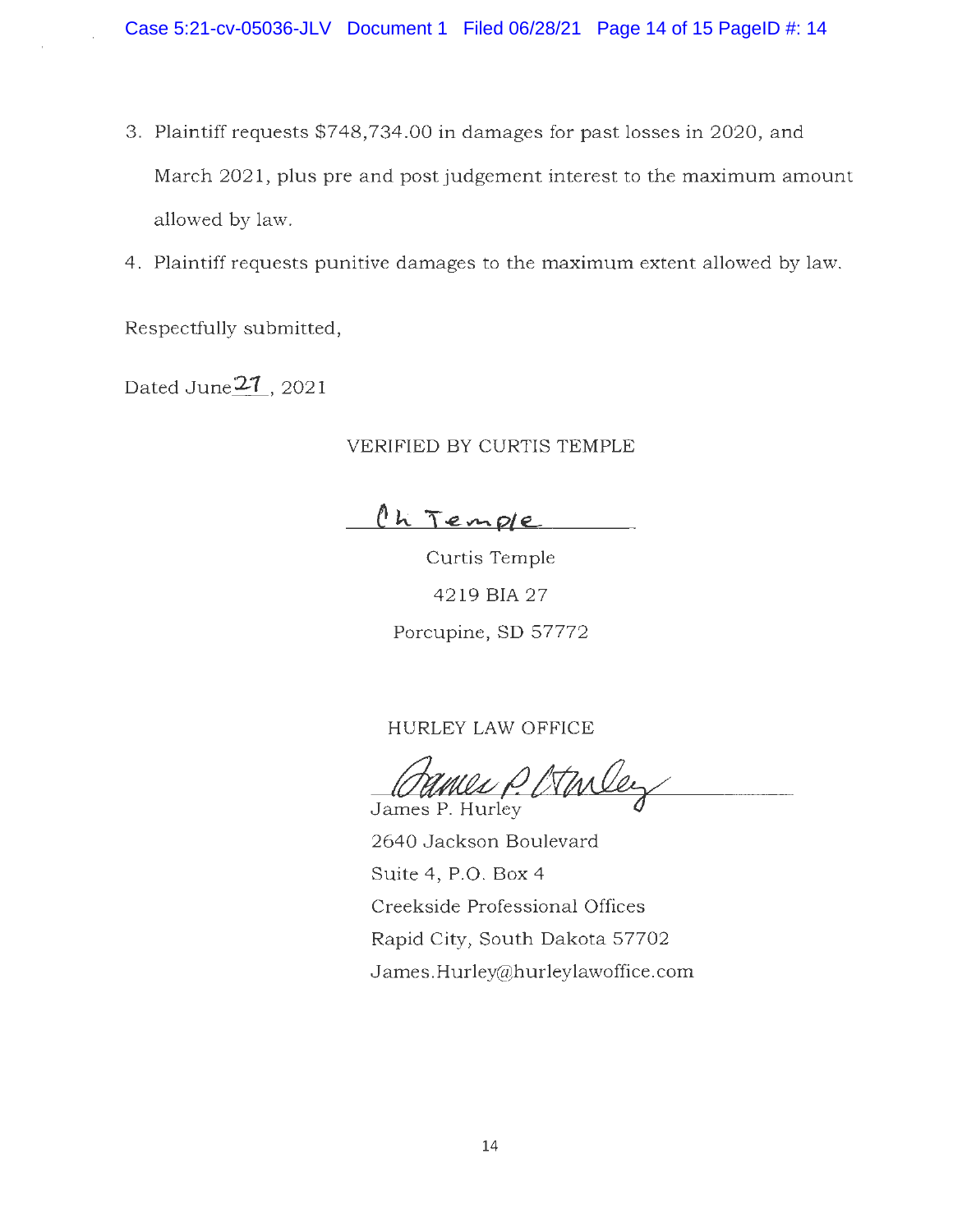3. Plaintiff requests $748,734.00 in damages for past losses in 2020, and March 2021, plus pre and post judgement interest to the maximum amount allowed by law.
4. Plaintiff requests punitive damages to the maximum extent allowed by law.

Respectfully submitted,

Dated June 27, 2021

VERIFIED BY CURTIS TEMPLE

Curtis Temple
4219 BIA 27
Porcupine, SD 57772

HURLEY LAW OFFICE

James P. Hurley
2640 Jackson Boulevard
Suite 4, P.O. Box 4
Creekside Professional Offices
Rapid City, South Dakota 57702
James.Hurley@hurleylawoffice.com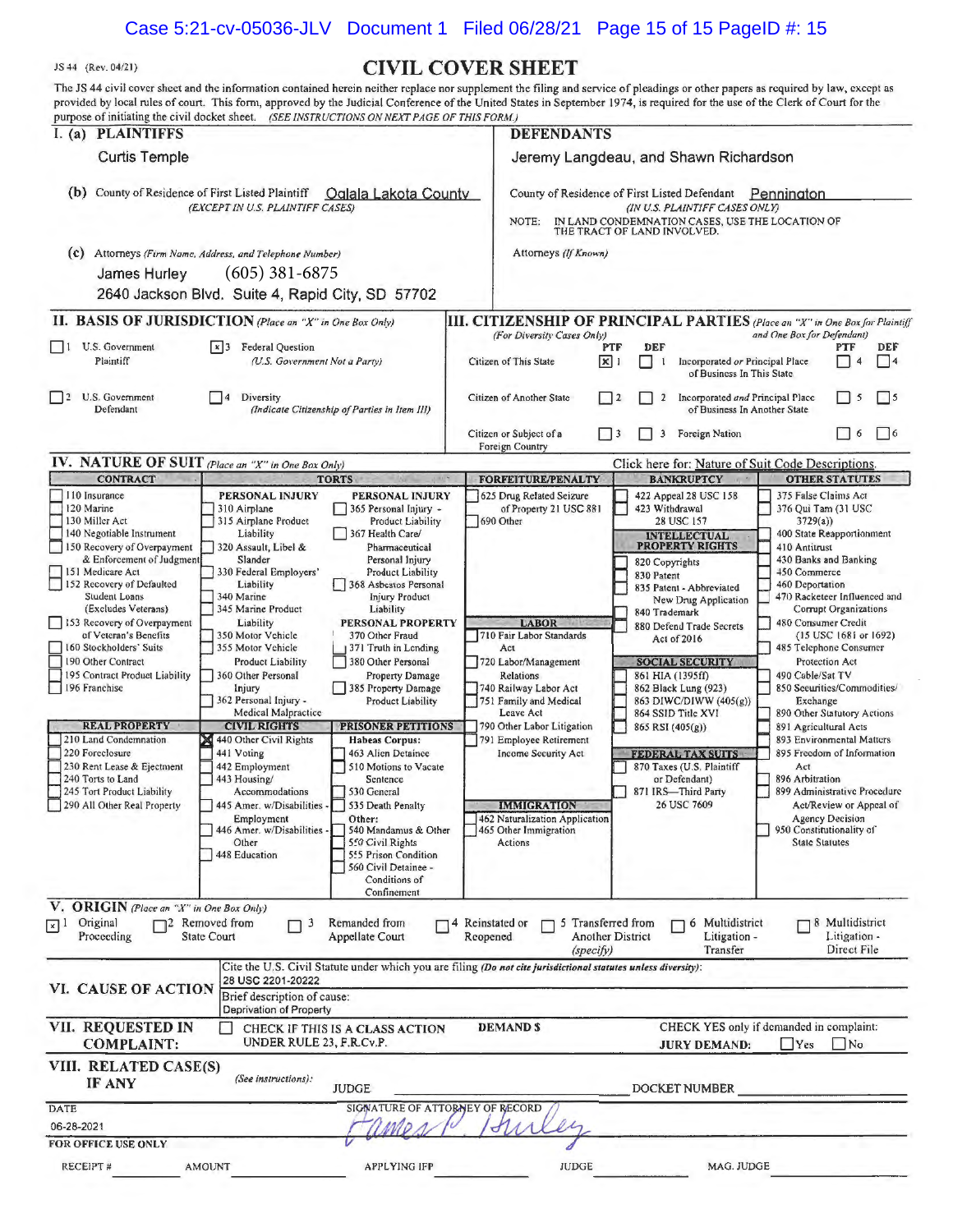JS 44 (Rev. 04/21)

# CIVIL COVER SHEET

The JS 44 civil cover sheet and the information contained herein neither replace nor supplement the filing and service of pleadings or other papers as required by law, except as provided by local rules of court. This form, approved by the Judicial Conference of the United States in September 1974, is required for the use of the Clerk of Court for the purpose of initiating the civil docket sheet. *(SEE INSTRUCTIONS ON NEXT PAGE OF THIS FORM.)*

## I. (a) PLAINTIFFS

Curtis Temple

**(b)** County of Residence of First Listed Plaintiff: Oglala Lakota County
*(EXCEPT IN U.S. PLAINTIFF CASES)*

**(c)** Attorneys *(Firm Name, Address, and Telephone Number)*

James Hurley (605) 381-6875
2640 Jackson Blvd. Suite 4, Rapid City, SD 57702

## DEFENDANTS

Jeremy Langdeau, and Shawn Richardson

County of Residence of First Listed Defendant: Pennington
*(IN U.S. PLAINTIFF CASES ONLY)*

NOTE: IN LAND CONDEMNATION CASES, USE THE LOCATION OF THE TRACT OF LAND INVOLVED.

Attorneys *(If Known)*

## II. BASIS OF JURISDICTION *(Place an "X" in One Box Only)*

- [ ] 1 U.S. Government Plaintiff
- [x] 3 Federal Question *(U.S. Government Not a Party)*
- [ ] 2 U.S. Government Defendant
- [ ] 4 Diversity *(Indicate Citizenship of Parties in Item III)*

## III. CITIZENSHIP OF PRINCIPAL PARTIES *(Place an "X" in One Box for Plaintiff and One Box for Defendant)* *(For Diversity Cases Only)*

| | PTF | DEF | | PTF | DEF |
|---|---|---|---|---|---|
| Citizen of This State | [x] 1 | [ ] 1 | Incorporated *or* Principal Place of Business In This State | [ ] 4 | [ ] 4 |
| Citizen of Another State | [ ] 2 | [ ] 2 | Incorporated *and* Principal Place of Business In Another State | [ ] 5 | [ ] 5 |
| Citizen or Subject of a Foreign Country | [ ] 3 | [ ] 3 | Foreign Nation | [ ] 6 | [ ] 6 |

## IV. NATURE OF SUIT *(Place an "X" in One Box Only)*

Click here for: Nature of Suit Code Descriptions.

**CONTRACT**
- [ ] 110 Insurance
- [ ] 120 Marine
- [ ] 130 Miller Act
- [ ] 140 Negotiable Instrument
- [ ] 150 Recovery of Overpayment & Enforcement of Judgment
- [ ] 151 Medicare Act
- [ ] 152 Recovery of Defaulted Student Loans (Excludes Veterans)
- [ ] 153 Recovery of Overpayment of Veteran's Benefits
- [ ] 160 Stockholders' Suits
- [ ] 190 Other Contract
- [ ] 195 Contract Product Liability
- [ ] 196 Franchise

**REAL PROPERTY**
- [ ] 210 Land Condemnation
- [ ] 220 Foreclosure
- [ ] 230 Rent Lease & Ejectment
- [ ] 240 Torts to Land
- [ ] 245 Tort Product Liability
- [ ] 290 All Other Real Property

**TORTS — PERSONAL INJURY**
- [ ] 310 Airplane
- [ ] 315 Airplane Product Liability
- [ ] 320 Assault, Libel & Slander
- [ ] 330 Federal Employers' Liability
- [ ] 340 Marine
- [ ] 345 Marine Product Liability
- [ ] 350 Motor Vehicle
- [ ] 355 Motor Vehicle Product Liability
- [ ] 360 Other Personal Injury
- [ ] 362 Personal Injury - Medical Malpractice

**TORTS — PERSONAL INJURY**
- [ ] 365 Personal Injury - Product Liability
- [ ] 367 Health Care/ Pharmaceutical Personal Injury Product Liability
- [ ] 368 Asbestos Personal Injury Product Liability

**PERSONAL PROPERTY**
- [ ] 370 Other Fraud
- [ ] 371 Truth in Lending
- [ ] 380 Other Personal Property Damage
- [ ] 385 Property Damage Product Liability

**CIVIL RIGHTS**
- [x] 440 Other Civil Rights
- [ ] 441 Voting
- [ ] 442 Employment
- [ ] 443 Housing/ Accommodations
- [ ] 445 Amer. w/Disabilities - Employment
- [ ] 446 Amer. w/Disabilities - Other
- [ ] 448 Education

**PRISONER PETITIONS**

Habeas Corpus:
- [ ] 463 Alien Detainee
- [ ] 510 Motions to Vacate Sentence
- [ ] 530 General
- [ ] 535 Death Penalty

Other:
- [ ] 540 Mandamus & Other
- [ ] 550 Civil Rights
- [ ] 555 Prison Condition
- [ ] 560 Civil Detainee - Conditions of Confinement

**FORFEITURE/PENALTY**
- [ ] 625 Drug Related Seizure of Property 21 USC 881
- [ ] 690 Other

**LABOR**
- [ ] 710 Fair Labor Standards Act
- [ ] 720 Labor/Management Relations
- [ ] 740 Railway Labor Act
- [ ] 751 Family and Medical Leave Act
- [ ] 790 Other Labor Litigation
- [ ] 791 Employee Retirement Income Security Act

**IMMIGRATION**
- [ ] 462 Naturalization Application
- [ ] 465 Other Immigration Actions

**BANKRUPTCY**
- [ ] 422 Appeal 28 USC 158
- [ ] 423 Withdrawal 28 USC 157

**INTELLECTUAL PROPERTY RIGHTS**
- [ ] 820 Copyrights
- [ ] 830 Patent
- [ ] 835 Patent - Abbreviated New Drug Application
- [ ] 840 Trademark
- [ ] 880 Defend Trade Secrets Act of 2016

**SOCIAL SECURITY**
- [ ] 861 HIA (1395ff)
- [ ] 862 Black Lung (923)
- [ ] 863 DIWC/DIWW (405(g))
- [ ] 864 SSID Title XVI
- [ ] 865 RSI (405(g))

**FEDERAL TAX SUITS**
- [ ] 870 Taxes (U.S. Plaintiff or Defendant)
- [ ] 871 IRS—Third Party 26 USC 7609

**OTHER STATUTES**
- [ ] 375 False Claims Act
- [ ] 376 Qui Tam (31 USC 3729(a))
- [ ] 400 State Reapportionment
- [ ] 410 Antitrust
- [ ] 430 Banks and Banking
- [ ] 450 Commerce
- [ ] 460 Deportation
- [ ] 470 Racketeer Influenced and Corrupt Organizations
- [ ] 480 Consumer Credit (15 USC 1681 or 1692)
- [ ] 485 Telephone Consumer Protection Act
- [ ] 490 Cable/Sat TV
- [ ] 850 Securities/Commodities/ Exchange
- [ ] 890 Other Statutory Actions
- [ ] 891 Agricultural Acts
- [ ] 893 Environmental Matters
- [ ] 895 Freedom of Information Act
- [ ] 896 Arbitration
- [ ] 899 Administrative Procedure Act/Review or Appeal of Agency Decision
- [ ] 950 Constitutionality of State Statutes

## V. ORIGIN *(Place an "X" in One Box Only)*

- [x] 1 Original Proceeding
- [ ] 2 Removed from State Court
- [ ] 3 Remanded from Appellate Court
- [ ] 4 Reinstated or Reopened
- [ ] 5 Transferred from Another District *(specify)*
- [ ] 6 Multidistrict Litigation - Transfer
- [ ] 8 Multidistrict Litigation - Direct File

## VI. CAUSE OF ACTION

Cite the U.S. Civil Statute under which you are filing *(Do not cite jurisdictional statutes unless diversity)*:
28 USC 2201-20222

Brief description of cause:
Deprivation of Property

## VII. REQUESTED IN COMPLAINT:

- [ ] CHECK IF THIS IS A CLASS ACTION UNDER RULE 23, F.R.Cv.P.

DEMAND $

CHECK YES only if demanded in complaint:
JURY DEMAND: [ ] Yes [ ] No

## VIII. RELATED CASE(S) IF ANY

*(See instructions)*: JUDGE DOCKET NUMBER

DATE: 06-28-2021

SIGNATURE OF ATTORNEY OF RECORD: James P. Hurley

FOR OFFICE USE ONLY

RECEIPT # AMOUNT APPLYING IFP JUDGE MAG. JUDGE